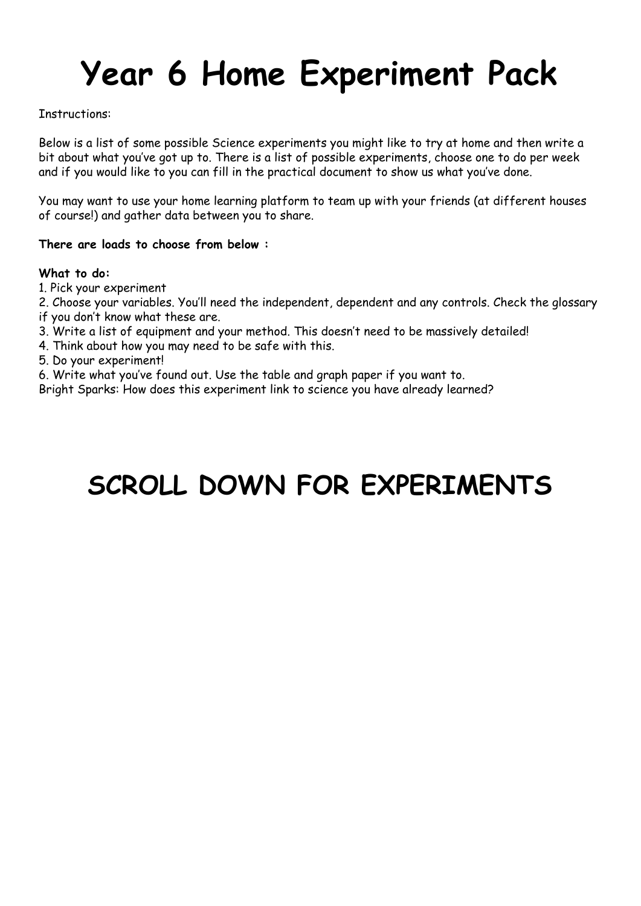# Year 6 Home Experiment Pack

Instructions:

Below is a list of some possible Science experiments you might like to try at home and then write a bit about what you've got up to. There is a list of possible experiments, choose one to do per week and if you would like to you can fill in the practical document to show us what you've done.

You may want to use your home learning platform to team up with your friends (at different houses of course!) and gather data between you to share.

**There are loads to choose from below :**

**What to do:**

1. Pick your experiment
2. Choose your variables. You'll need the independent, dependent and any controls. Check the glossary if you don't know what these are.
3. Write a list of equipment and your method. This doesn't need to be massively detailed!
4. Think about how you may need to be safe with this.
5. Do your experiment!
6. Write what you've found out. Use the table and graph paper if you want to.

Bright Sparks: How does this experiment link to science you have already learned?

# SCROLL DOWN FOR EXPERIMENTS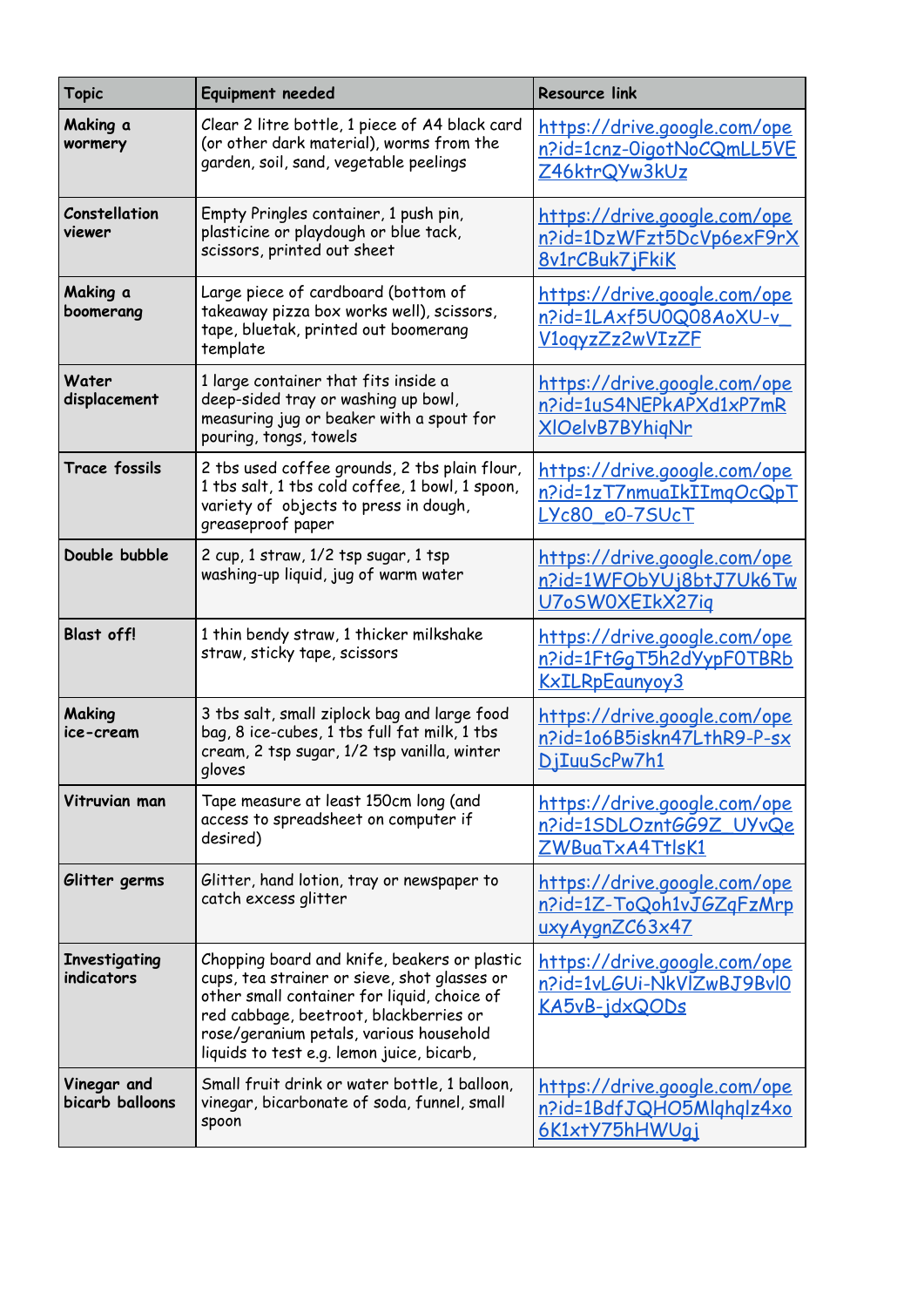| Topic | Equipment needed | Resource link |
|---|---|---|
| **Making a wormery** | Clear 2 litre bottle, 1 piece of A4 black card (or other dark material), worms from the garden, soil, sand, vegetable peelings | https://drive.google.com/open?id=1cnz-0igotNoCQmLL5VEZ46ktrQYw3kUz |
| **Constellation viewer** | Empty Pringles container, 1 push pin, plasticine or playdough or blue tack, scissors, printed out sheet | https://drive.google.com/open?id=1DzWFzt5DcVp6exF9rX8v1rCBuk7jFkiK |
| **Making a boomerang** | Large piece of cardboard (bottom of takeaway pizza box works well), scissors, tape, bluetak, printed out boomerang template | https://drive.google.com/open?id=1LAxf5U0Q08AoXU-v_V1oqyzZz2wVIzZF |
| **Water displacement** | 1 large container that fits inside a deep-sided tray or washing up bowl, measuring jug or beaker with a spout for pouring, tongs, towels | https://drive.google.com/open?id=1uS4NEPkAPXd1xP7mRXlOelvB7BYhiqNr |
| **Trace fossils** | 2 tbs used coffee grounds, 2 tbs plain flour, 1 tbs salt, 1 tbs cold coffee, 1 bowl, 1 spoon, variety of objects to press in dough, greaseproof paper | https://drive.google.com/open?id=1zT7nmuaIkIImqOcQpTLYc80_e0-7SUcT |
| **Double bubble** | 2 cup, 1 straw, 1/2 tsp sugar, 1 tsp washing-up liquid, jug of warm water | https://drive.google.com/open?id=1WFObYUj8btJ7Uk6TwU7oSW0XEIkX27iq |
| **Blast off!** | 1 thin bendy straw, 1 thicker milkshake straw, sticky tape, scissors | https://drive.google.com/open?id=1FtGgT5h2dYypF0TBRbKxILRpEaunyoy3 |
| **Making ice-cream** | 3 tbs salt, small ziplock bag and large food bag, 8 ice-cubes, 1 tbs full fat milk, 1 tbs cream, 2 tsp sugar, 1/2 tsp vanilla, winter gloves | https://drive.google.com/open?id=1o6B5iskn47LthR9-P-sxDjIuuScPw7h1 |
| **Vitruvian man** | Tape measure at least 150cm long (and access to spreadsheet on computer if desired) | https://drive.google.com/open?id=1SDLOzntGG9Z_UYvQeZWBuaTxA4TtlsK1 |
| **Glitter germs** | Glitter, hand lotion, tray or newspaper to catch excess glitter | https://drive.google.com/open?id=1Z-ToQoh1vJGZqFzMrpuxyAygnZC63x47 |
| **Investigating indicators** | Chopping board and knife, beakers or plastic cups, tea strainer or sieve, shot glasses or other small container for liquid, choice of red cabbage, beetroot, blackberries or rose/geranium petals, various household liquids to test e.g. lemon juice, bicarb, | https://drive.google.com/open?id=1vLGUi-NkVlZwBJ9Bvl0KA5vB-jdxQODs |
| **Vinegar and bicarb balloons** | Small fruit drink or water bottle, 1 balloon, vinegar, bicarbonate of soda, funnel, small spoon | https://drive.google.com/open?id=1BdfJQHO5Mlqhqlz4xo6K1xtY75hHWUgj |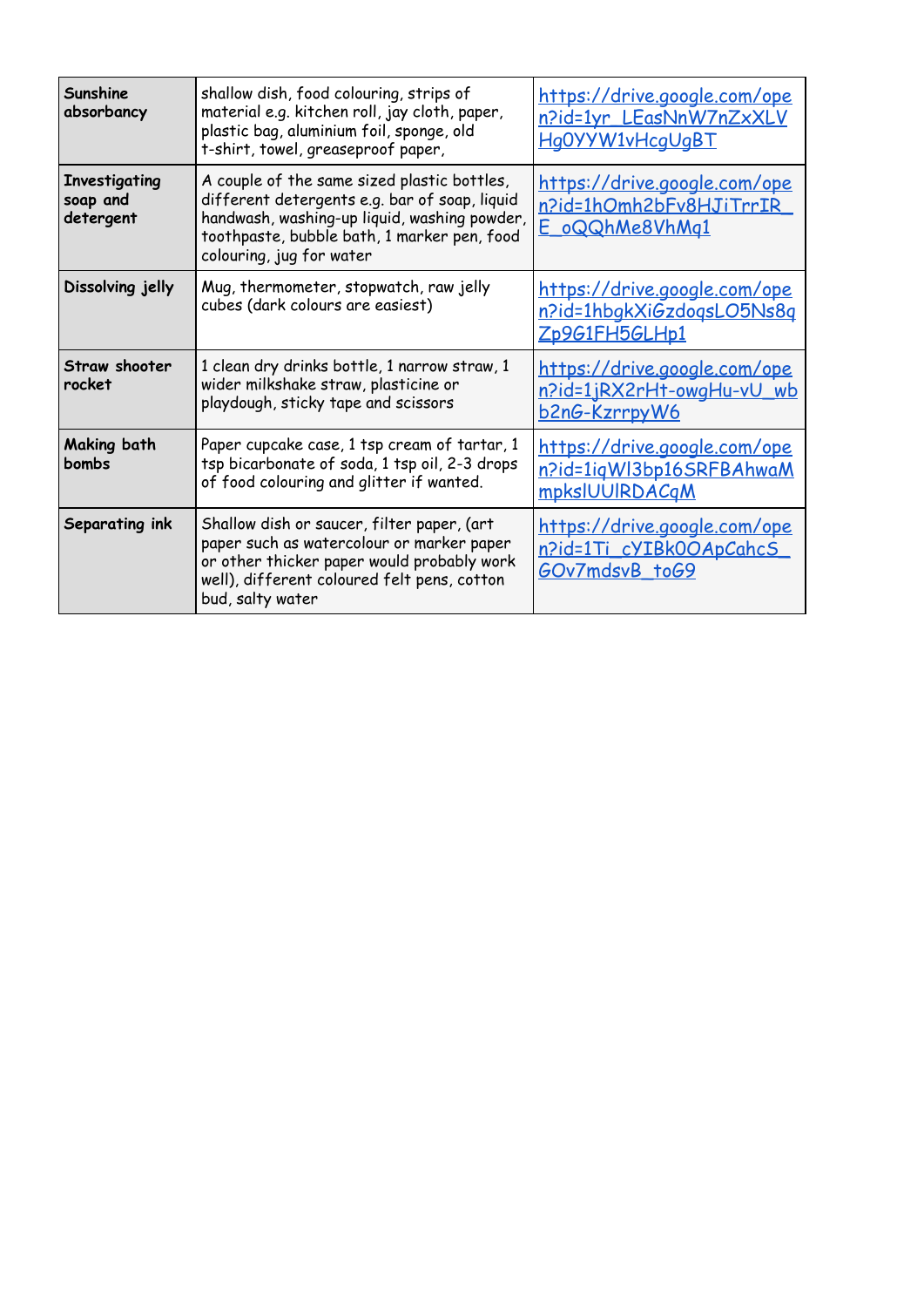| | | |
|---|---|---|
| **Sunshine absorbancy** | shallow dish, food colouring, strips of material e.g. kitchen roll, jay cloth, paper, plastic bag, aluminium foil, sponge, old t-shirt, towel, greaseproof paper, | https://drive.google.com/open?id=1yr_LEasNnW7nZxXLVHg0YYW1vHcgUgBT |
| **Investigating soap and detergent** | A couple of the same sized plastic bottles, different detergents e.g. bar of soap, liquid handwash, washing-up liquid, washing powder, toothpaste, bubble bath, 1 marker pen, food colouring, jug for water | https://drive.google.com/open?id=1hOmh2bFv8HJiTrrIR_E_oQQhMe8VhMq1 |
| **Dissolving jelly** | Mug, thermometer, stopwatch, raw jelly cubes (dark colours are easiest) | https://drive.google.com/open?id=1hbgkXiGzdoqsLO5Ns8qZp9G1FH5GLHp1 |
| **Straw shooter rocket** | 1 clean dry drinks bottle, 1 narrow straw, 1 wider milkshake straw, plasticine or playdough, sticky tape and scissors | https://drive.google.com/open?id=1jRX2rHt-owgHu-vU_wbb2nG-KzrrpyW6 |
| **Making bath bombs** | Paper cupcake case, 1 tsp cream of tartar, 1 tsp bicarbonate of soda, 1 tsp oil, 2-3 drops of food colouring and glitter if wanted. | https://drive.google.com/open?id=1iqWl3bp16SRFBAhwaMmpkslUUlRDACqM |
| **Separating ink** | Shallow dish or saucer, filter paper, (art paper such as watercolour or marker paper or other thicker paper would probably work well), different coloured felt pens, cotton bud, salty water | https://drive.google.com/open?id=1Ti_cYIBk0OApCahcS_GOv7mdsvB_toG9 |